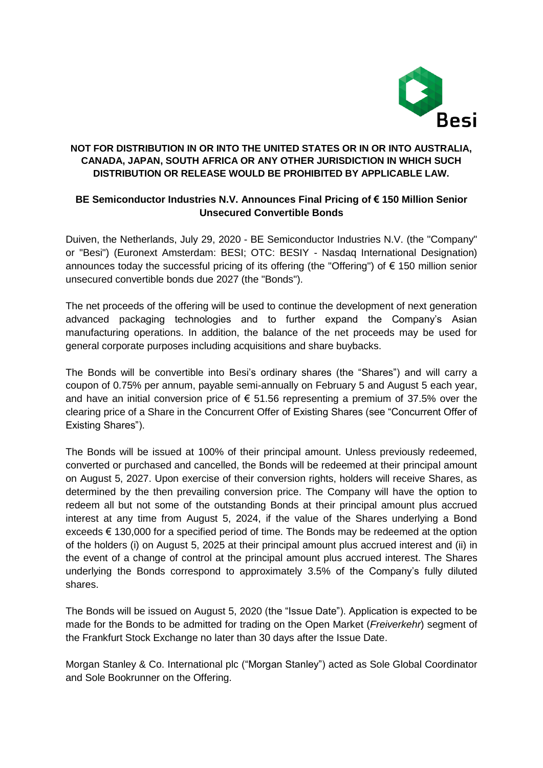**NOT FOR DISTRIBUTION IN OR INTO THE UNITED STATES OR IN OR INTO AUSTRALIA, CANADA, JAPAN, SOUTH AFRICA OR ANY OTHER JURISDICTION IN WHICH SUCH DISTRIBUTION OR RELEASE WOULD BE PROHIBITED BY APPLICABLE LAW.**

# BE Semiconductor Industries N.V. Announces Final Pricing of € 150 Million Senior Unsecured Convertible Bonds

Duiven, the Netherlands, July 29, 2020 - BE Semiconductor Industries N.V. (the "Company" or "Besi") (Euronext Amsterdam: BESI; OTC: BESIY - Nasdaq International Designation) announces today the successful pricing of its offering (the "Offering") of € 150 million senior unsecured convertible bonds due 2027 (the "Bonds").

The net proceeds of the offering will be used to continue the development of next generation advanced packaging technologies and to further expand the Company's Asian manufacturing operations. In addition, the balance of the net proceeds may be used for general corporate purposes including acquisitions and share buybacks.

The Bonds will be convertible into Besi's ordinary shares (the "Shares") and will carry a coupon of 0.75% per annum, payable semi-annually on February 5 and August 5 each year, and have an initial conversion price of € 51.56 representing a premium of 37.5% over the clearing price of a Share in the Concurrent Offer of Existing Shares (see "Concurrent Offer of Existing Shares").

The Bonds will be issued at 100% of their principal amount. Unless previously redeemed, converted or purchased and cancelled, the Bonds will be redeemed at their principal amount on August 5, 2027. Upon exercise of their conversion rights, holders will receive Shares, as determined by the then prevailing conversion price. The Company will have the option to redeem all but not some of the outstanding Bonds at their principal amount plus accrued interest at any time from August 5, 2024, if the value of the Shares underlying a Bond exceeds € 130,000 for a specified period of time. The Bonds may be redeemed at the option of the holders (i) on August 5, 2025 at their principal amount plus accrued interest and (ii) in the event of a change of control at the principal amount plus accrued interest. The Shares underlying the Bonds correspond to approximately 3.5% of the Company's fully diluted shares.

The Bonds will be issued on August 5, 2020 (the "Issue Date"). Application is expected to be made for the Bonds to be admitted for trading on the Open Market (*Freiverkehr*) segment of the Frankfurt Stock Exchange no later than 30 days after the Issue Date.

Morgan Stanley & Co. International plc ("Morgan Stanley") acted as Sole Global Coordinator and Sole Bookrunner on the Offering.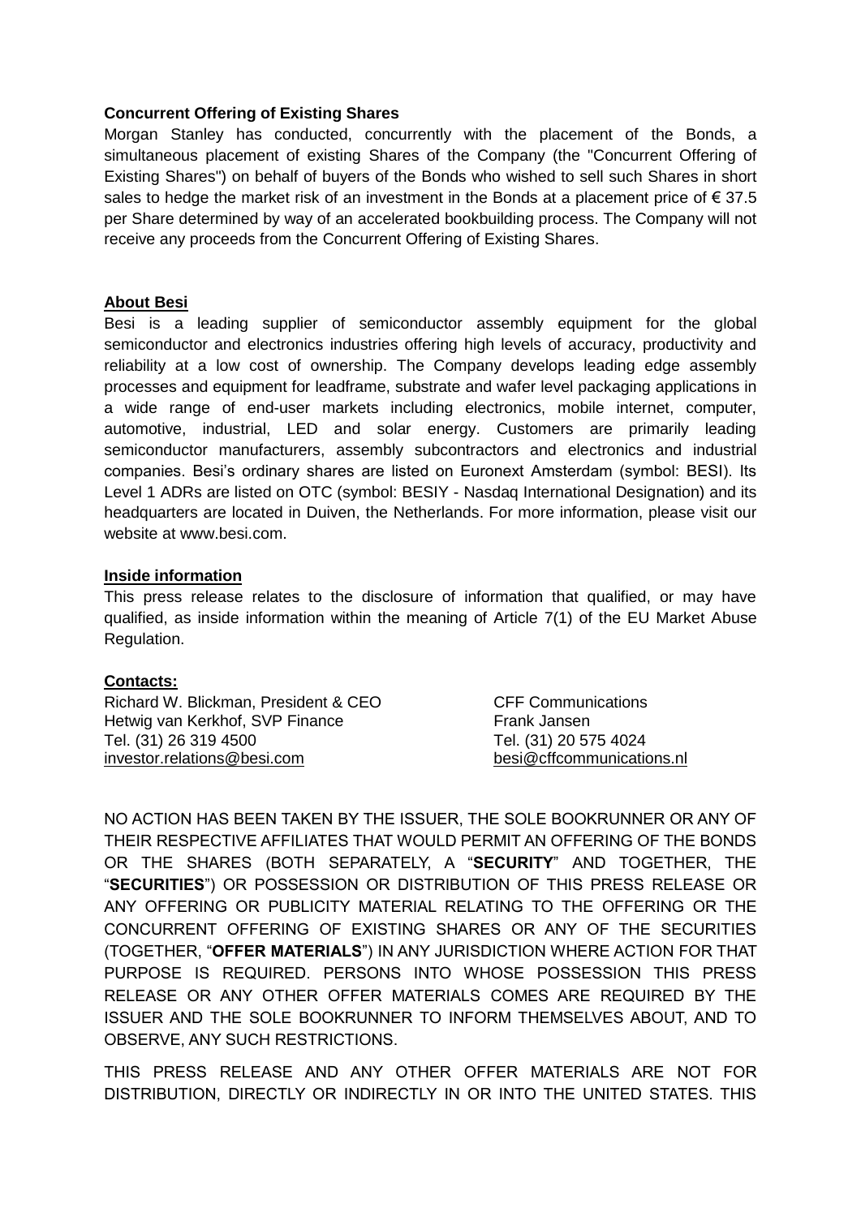**Concurrent Offering of Existing Shares**

Morgan Stanley has conducted, concurrently with the placement of the Bonds, a simultaneous placement of existing Shares of the Company (the "Concurrent Offering of Existing Shares") on behalf of buyers of the Bonds who wished to sell such Shares in short sales to hedge the market risk of an investment in the Bonds at a placement price of € 37.5 per Share determined by way of an accelerated bookbuilding process. The Company will not receive any proceeds from the Concurrent Offering of Existing Shares.

**About Besi**

Besi is a leading supplier of semiconductor assembly equipment for the global semiconductor and electronics industries offering high levels of accuracy, productivity and reliability at a low cost of ownership. The Company develops leading edge assembly processes and equipment for leadframe, substrate and wafer level packaging applications in a wide range of end-user markets including electronics, mobile internet, computer, automotive, industrial, LED and solar energy. Customers are primarily leading semiconductor manufacturers, assembly subcontractors and electronics and industrial companies. Besi's ordinary shares are listed on Euronext Amsterdam (symbol: BESI). Its Level 1 ADRs are listed on OTC (symbol: BESIY - Nasdaq International Designation) and its headquarters are located in Duiven, the Netherlands. For more information, please visit our website at www.besi.com.

**Inside information**

This press release relates to the disclosure of information that qualified, or may have qualified, as inside information within the meaning of Article 7(1) of the EU Market Abuse Regulation.

**Contacts:**

Richard W. Blickman, President & CEO
Hetwig van Kerkhof, SVP Finance
Tel. (31) 26 319 4500
investor.relations@besi.com

CFF Communications
Frank Jansen
Tel. (31) 20 575 4024
besi@cffcommunications.nl

NO ACTION HAS BEEN TAKEN BY THE ISSUER, THE SOLE BOOKRUNNER OR ANY OF THEIR RESPECTIVE AFFILIATES THAT WOULD PERMIT AN OFFERING OF THE BONDS OR THE SHARES (BOTH SEPARATELY, A "**SECURITY**" AND TOGETHER, THE "**SECURITIES**") OR POSSESSION OR DISTRIBUTION OF THIS PRESS RELEASE OR ANY OFFERING OR PUBLICITY MATERIAL RELATING TO THE OFFERING OR THE CONCURRENT OFFERING OF EXISTING SHARES OR ANY OF THE SECURITIES (TOGETHER, "**OFFER MATERIALS**") IN ANY JURISDICTION WHERE ACTION FOR THAT PURPOSE IS REQUIRED. PERSONS INTO WHOSE POSSESSION THIS PRESS RELEASE OR ANY OTHER OFFER MATERIALS COMES ARE REQUIRED BY THE ISSUER AND THE SOLE BOOKRUNNER TO INFORM THEMSELVES ABOUT, AND TO OBSERVE, ANY SUCH RESTRICTIONS.

THIS PRESS RELEASE AND ANY OTHER OFFER MATERIALS ARE NOT FOR DISTRIBUTION, DIRECTLY OR INDIRECTLY IN OR INTO THE UNITED STATES. THIS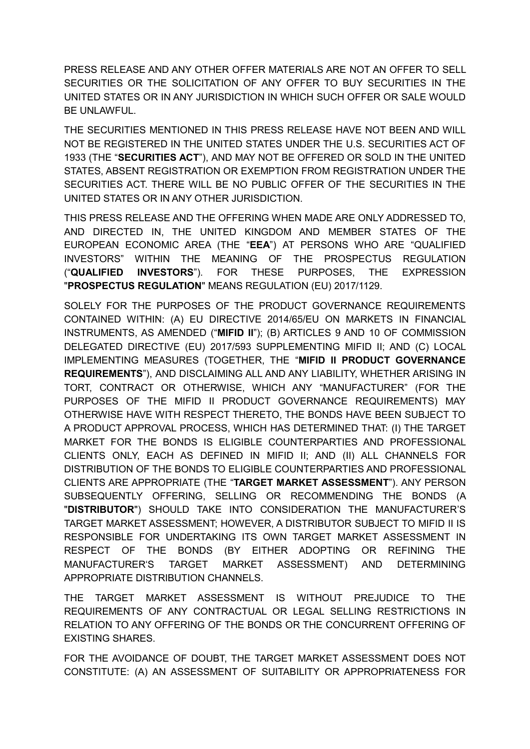PRESS RELEASE AND ANY OTHER OFFER MATERIALS ARE NOT AN OFFER TO SELL SECURITIES OR THE SOLICITATION OF ANY OFFER TO BUY SECURITIES IN THE UNITED STATES OR IN ANY JURISDICTION IN WHICH SUCH OFFER OR SALE WOULD BE UNLAWFUL.

THE SECURITIES MENTIONED IN THIS PRESS RELEASE HAVE NOT BEEN AND WILL NOT BE REGISTERED IN THE UNITED STATES UNDER THE U.S. SECURITIES ACT OF 1933 (THE "**SECURITIES ACT**"), AND MAY NOT BE OFFERED OR SOLD IN THE UNITED STATES, ABSENT REGISTRATION OR EXEMPTION FROM REGISTRATION UNDER THE SECURITIES ACT. THERE WILL BE NO PUBLIC OFFER OF THE SECURITIES IN THE UNITED STATES OR IN ANY OTHER JURISDICTION.

THIS PRESS RELEASE AND THE OFFERING WHEN MADE ARE ONLY ADDRESSED TO, AND DIRECTED IN, THE UNITED KINGDOM AND MEMBER STATES OF THE EUROPEAN ECONOMIC AREA (THE "**EEA**") AT PERSONS WHO ARE "QUALIFIED INVESTORS" WITHIN THE MEANING OF THE PROSPECTUS REGULATION ("**QUALIFIED INVESTORS**"). FOR THESE PURPOSES, THE EXPRESSION "**PROSPECTUS REGULATION**" MEANS REGULATION (EU) 2017/1129.

SOLELY FOR THE PURPOSES OF THE PRODUCT GOVERNANCE REQUIREMENTS CONTAINED WITHIN: (A) EU DIRECTIVE 2014/65/EU ON MARKETS IN FINANCIAL INSTRUMENTS, AS AMENDED ("**MIFID II**"); (B) ARTICLES 9 AND 10 OF COMMISSION DELEGATED DIRECTIVE (EU) 2017/593 SUPPLEMENTING MIFID II; AND (C) LOCAL IMPLEMENTING MEASURES (TOGETHER, THE "**MIFID II PRODUCT GOVERNANCE REQUIREMENTS**"), AND DISCLAIMING ALL AND ANY LIABILITY, WHETHER ARISING IN TORT, CONTRACT OR OTHERWISE, WHICH ANY "MANUFACTURER" (FOR THE PURPOSES OF THE MIFID II PRODUCT GOVERNANCE REQUIREMENTS) MAY OTHERWISE HAVE WITH RESPECT THERETO, THE BONDS HAVE BEEN SUBJECT TO A PRODUCT APPROVAL PROCESS, WHICH HAS DETERMINED THAT: (I) THE TARGET MARKET FOR THE BONDS IS ELIGIBLE COUNTERPARTIES AND PROFESSIONAL CLIENTS ONLY, EACH AS DEFINED IN MIFID II; AND (II) ALL CHANNELS FOR DISTRIBUTION OF THE BONDS TO ELIGIBLE COUNTERPARTIES AND PROFESSIONAL CLIENTS ARE APPROPRIATE (THE "**TARGET MARKET ASSESSMENT**"). ANY PERSON SUBSEQUENTLY OFFERING, SELLING OR RECOMMENDING THE BONDS (A "**DISTRIBUTOR**") SHOULD TAKE INTO CONSIDERATION THE MANUFACTURER'S TARGET MARKET ASSESSMENT; HOWEVER, A DISTRIBUTOR SUBJECT TO MIFID II IS RESPONSIBLE FOR UNDERTAKING ITS OWN TARGET MARKET ASSESSMENT IN RESPECT OF THE BONDS (BY EITHER ADOPTING OR REFINING THE MANUFACTURER'S TARGET MARKET ASSESSMENT) AND DETERMINING APPROPRIATE DISTRIBUTION CHANNELS.

THE TARGET MARKET ASSESSMENT IS WITHOUT PREJUDICE TO THE REQUIREMENTS OF ANY CONTRACTUAL OR LEGAL SELLING RESTRICTIONS IN RELATION TO ANY OFFERING OF THE BONDS OR THE CONCURRENT OFFERING OF EXISTING SHARES.

FOR THE AVOIDANCE OF DOUBT, THE TARGET MARKET ASSESSMENT DOES NOT CONSTITUTE: (A) AN ASSESSMENT OF SUITABILITY OR APPROPRIATENESS FOR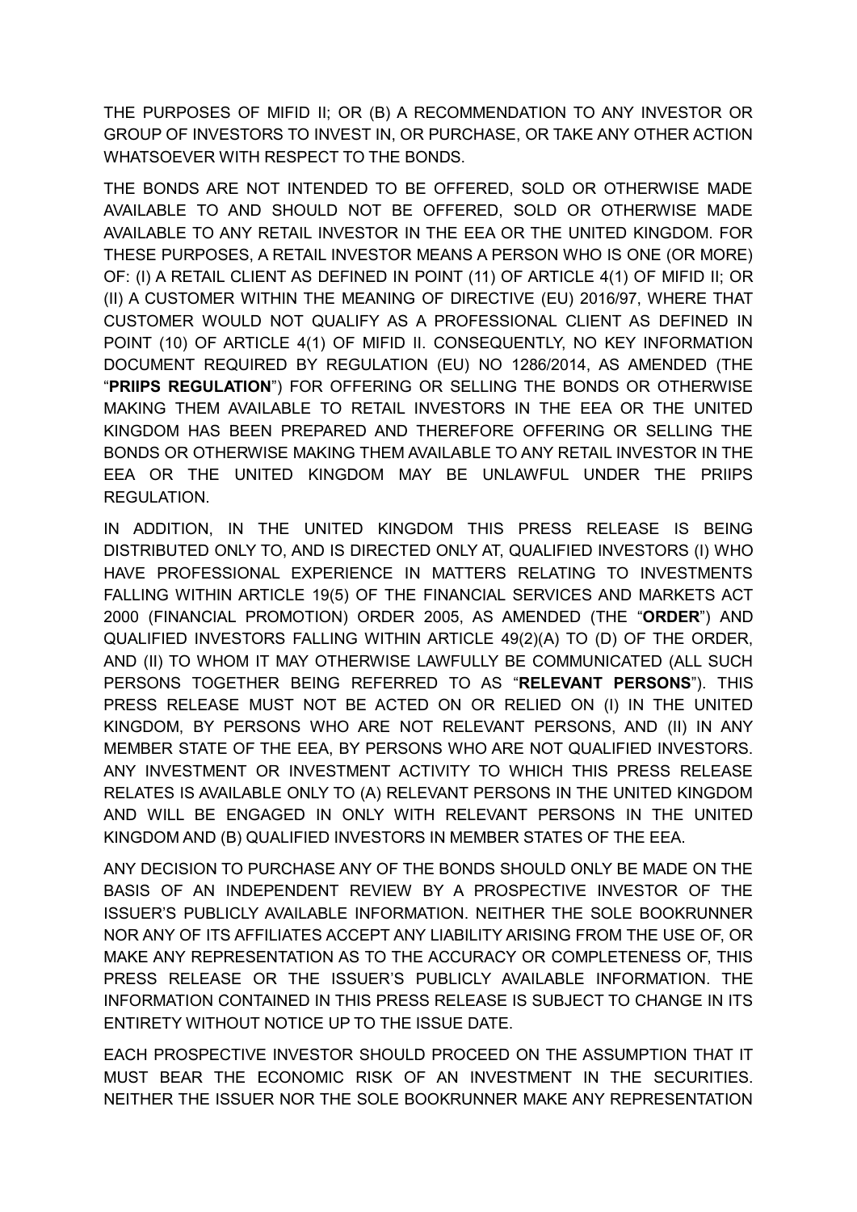THE PURPOSES OF MIFID II; OR (B) A RECOMMENDATION TO ANY INVESTOR OR GROUP OF INVESTORS TO INVEST IN, OR PURCHASE, OR TAKE ANY OTHER ACTION WHATSOEVER WITH RESPECT TO THE BONDS.

THE BONDS ARE NOT INTENDED TO BE OFFERED, SOLD OR OTHERWISE MADE AVAILABLE TO AND SHOULD NOT BE OFFERED, SOLD OR OTHERWISE MADE AVAILABLE TO ANY RETAIL INVESTOR IN THE EEA OR THE UNITED KINGDOM. FOR THESE PURPOSES, A RETAIL INVESTOR MEANS A PERSON WHO IS ONE (OR MORE) OF: (I) A RETAIL CLIENT AS DEFINED IN POINT (11) OF ARTICLE 4(1) OF MIFID II; OR (II) A CUSTOMER WITHIN THE MEANING OF DIRECTIVE (EU) 2016/97, WHERE THAT CUSTOMER WOULD NOT QUALIFY AS A PROFESSIONAL CLIENT AS DEFINED IN POINT (10) OF ARTICLE 4(1) OF MIFID II. CONSEQUENTLY, NO KEY INFORMATION DOCUMENT REQUIRED BY REGULATION (EU) NO 1286/2014, AS AMENDED (THE "**PRIIPS REGULATION**") FOR OFFERING OR SELLING THE BONDS OR OTHERWISE MAKING THEM AVAILABLE TO RETAIL INVESTORS IN THE EEA OR THE UNITED KINGDOM HAS BEEN PREPARED AND THEREFORE OFFERING OR SELLING THE BONDS OR OTHERWISE MAKING THEM AVAILABLE TO ANY RETAIL INVESTOR IN THE EEA OR THE UNITED KINGDOM MAY BE UNLAWFUL UNDER THE PRIIPS REGULATION.

IN ADDITION, IN THE UNITED KINGDOM THIS PRESS RELEASE IS BEING DISTRIBUTED ONLY TO, AND IS DIRECTED ONLY AT, QUALIFIED INVESTORS (I) WHO HAVE PROFESSIONAL EXPERIENCE IN MATTERS RELATING TO INVESTMENTS FALLING WITHIN ARTICLE 19(5) OF THE FINANCIAL SERVICES AND MARKETS ACT 2000 (FINANCIAL PROMOTION) ORDER 2005, AS AMENDED (THE "**ORDER**") AND QUALIFIED INVESTORS FALLING WITHIN ARTICLE 49(2)(A) TO (D) OF THE ORDER, AND (II) TO WHOM IT MAY OTHERWISE LAWFULLY BE COMMUNICATED (ALL SUCH PERSONS TOGETHER BEING REFERRED TO AS "**RELEVANT PERSONS**"). THIS PRESS RELEASE MUST NOT BE ACTED ON OR RELIED ON (I) IN THE UNITED KINGDOM, BY PERSONS WHO ARE NOT RELEVANT PERSONS, AND (II) IN ANY MEMBER STATE OF THE EEA, BY PERSONS WHO ARE NOT QUALIFIED INVESTORS. ANY INVESTMENT OR INVESTMENT ACTIVITY TO WHICH THIS PRESS RELEASE RELATES IS AVAILABLE ONLY TO (A) RELEVANT PERSONS IN THE UNITED KINGDOM AND WILL BE ENGAGED IN ONLY WITH RELEVANT PERSONS IN THE UNITED KINGDOM AND (B) QUALIFIED INVESTORS IN MEMBER STATES OF THE EEA.

ANY DECISION TO PURCHASE ANY OF THE BONDS SHOULD ONLY BE MADE ON THE BASIS OF AN INDEPENDENT REVIEW BY A PROSPECTIVE INVESTOR OF THE ISSUER'S PUBLICLY AVAILABLE INFORMATION. NEITHER THE SOLE BOOKRUNNER NOR ANY OF ITS AFFILIATES ACCEPT ANY LIABILITY ARISING FROM THE USE OF, OR MAKE ANY REPRESENTATION AS TO THE ACCURACY OR COMPLETENESS OF, THIS PRESS RELEASE OR THE ISSUER'S PUBLICLY AVAILABLE INFORMATION. THE INFORMATION CONTAINED IN THIS PRESS RELEASE IS SUBJECT TO CHANGE IN ITS ENTIRETY WITHOUT NOTICE UP TO THE ISSUE DATE.

EACH PROSPECTIVE INVESTOR SHOULD PROCEED ON THE ASSUMPTION THAT IT MUST BEAR THE ECONOMIC RISK OF AN INVESTMENT IN THE SECURITIES. NEITHER THE ISSUER NOR THE SOLE BOOKRUNNER MAKE ANY REPRESENTATION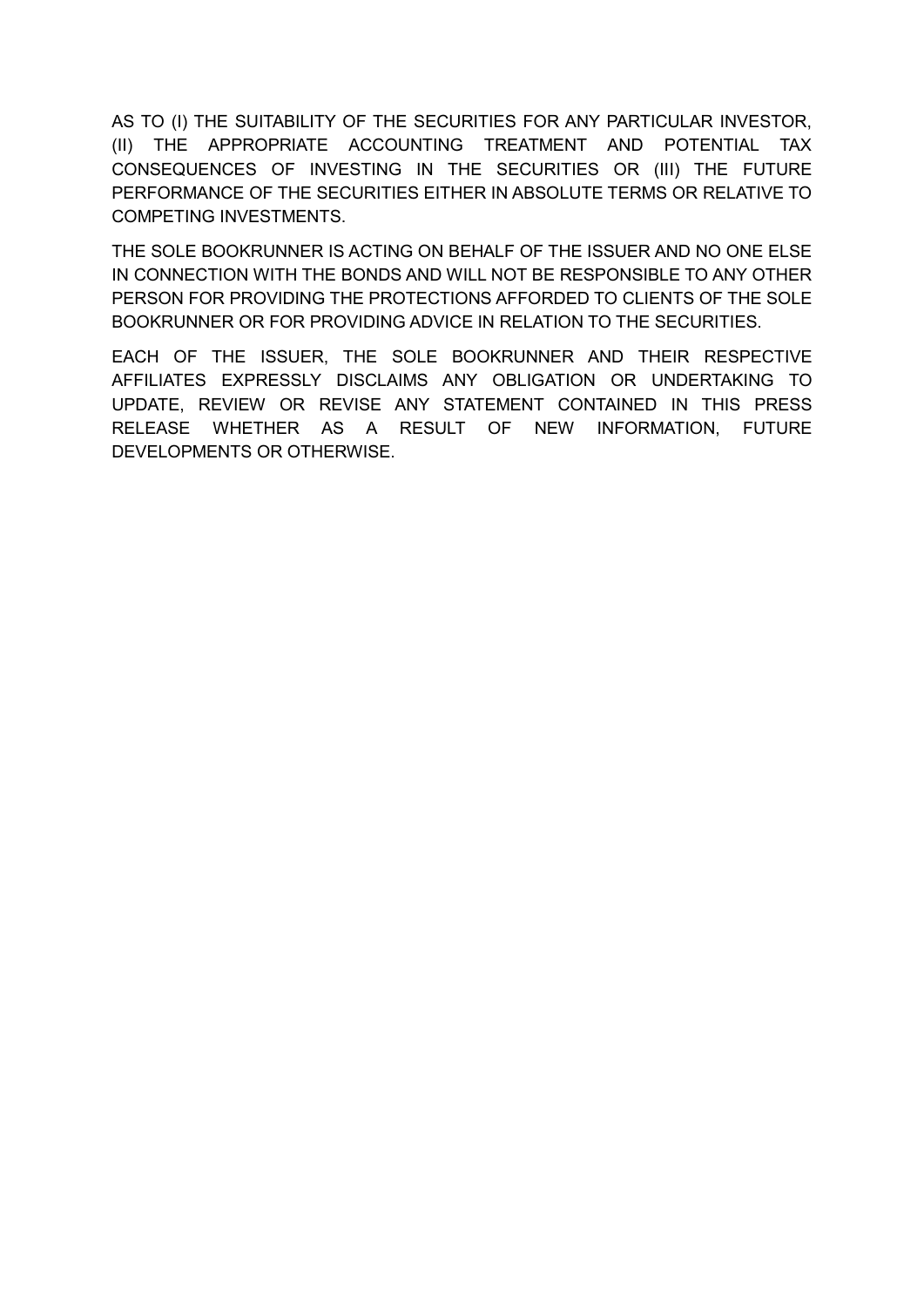AS TO (I) THE SUITABILITY OF THE SECURITIES FOR ANY PARTICULAR INVESTOR, (II) THE APPROPRIATE ACCOUNTING TREATMENT AND POTENTIAL TAX CONSEQUENCES OF INVESTING IN THE SECURITIES OR (III) THE FUTURE PERFORMANCE OF THE SECURITIES EITHER IN ABSOLUTE TERMS OR RELATIVE TO COMPETING INVESTMENTS.

THE SOLE BOOKRUNNER IS ACTING ON BEHALF OF THE ISSUER AND NO ONE ELSE IN CONNECTION WITH THE BONDS AND WILL NOT BE RESPONSIBLE TO ANY OTHER PERSON FOR PROVIDING THE PROTECTIONS AFFORDED TO CLIENTS OF THE SOLE BOOKRUNNER OR FOR PROVIDING ADVICE IN RELATION TO THE SECURITIES.

EACH OF THE ISSUER, THE SOLE BOOKRUNNER AND THEIR RESPECTIVE AFFILIATES EXPRESSLY DISCLAIMS ANY OBLIGATION OR UNDERTAKING TO UPDATE, REVIEW OR REVISE ANY STATEMENT CONTAINED IN THIS PRESS RELEASE WHETHER AS A RESULT OF NEW INFORMATION, FUTURE DEVELOPMENTS OR OTHERWISE.